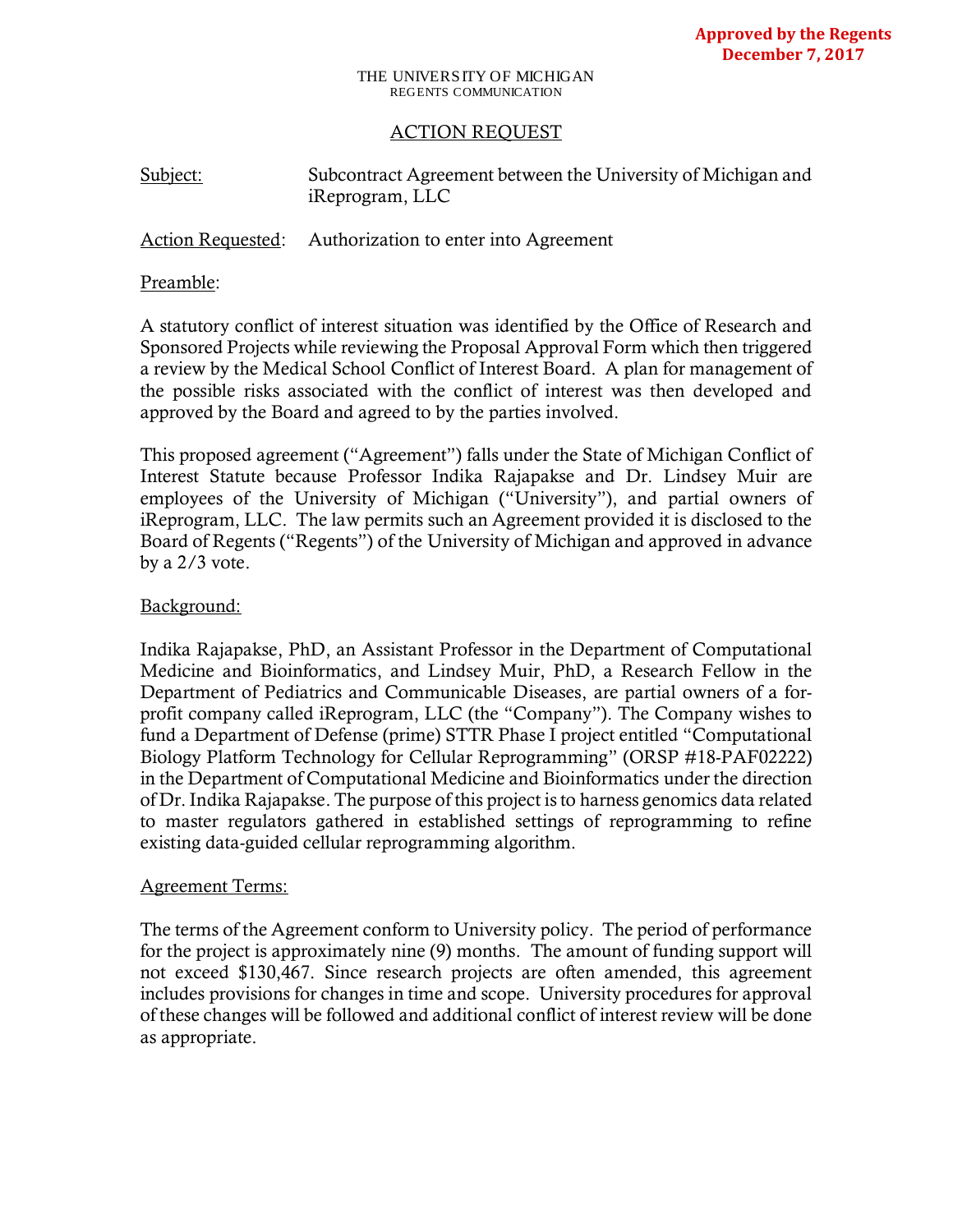**Approved by the Regents**
**December 7, 2017**

THE UNIVERSITY OF MICHIGAN
REGENTS COMMUNICATION

## ACTION REQUEST

Subject: Subcontract Agreement between the University of Michigan and iReprogram, LLC

Action Requested: Authorization to enter into Agreement

Preamble:

A statutory conflict of interest situation was identified by the Office of Research and Sponsored Projects while reviewing the Proposal Approval Form which then triggered a review by the Medical School Conflict of Interest Board. A plan for management of the possible risks associated with the conflict of interest was then developed and approved by the Board and agreed to by the parties involved.

This proposed agreement ("Agreement") falls under the State of Michigan Conflict of Interest Statute because Professor Indika Rajapakse and Dr. Lindsey Muir are employees of the University of Michigan ("University"), and partial owners of iReprogram, LLC. The law permits such an Agreement provided it is disclosed to the Board of Regents ("Regents") of the University of Michigan and approved in advance by a 2/3 vote.

Background:

Indika Rajapakse, PhD, an Assistant Professor in the Department of Computational Medicine and Bioinformatics, and Lindsey Muir, PhD, a Research Fellow in the Department of Pediatrics and Communicable Diseases, are partial owners of a for-profit company called iReprogram, LLC (the "Company"). The Company wishes to fund a Department of Defense (prime) STTR Phase I project entitled "Computational Biology Platform Technology for Cellular Reprogramming" (ORSP #18-PAF02222) in the Department of Computational Medicine and Bioinformatics under the direction of Dr. Indika Rajapakse. The purpose of this project is to harness genomics data related to master regulators gathered in established settings of reprogramming to refine existing data-guided cellular reprogramming algorithm.

Agreement Terms:

The terms of the Agreement conform to University policy. The period of performance for the project is approximately nine (9) months. The amount of funding support will not exceed $130,467. Since research projects are often amended, this agreement includes provisions for changes in time and scope. University procedures for approval of these changes will be followed and additional conflict of interest review will be done as appropriate.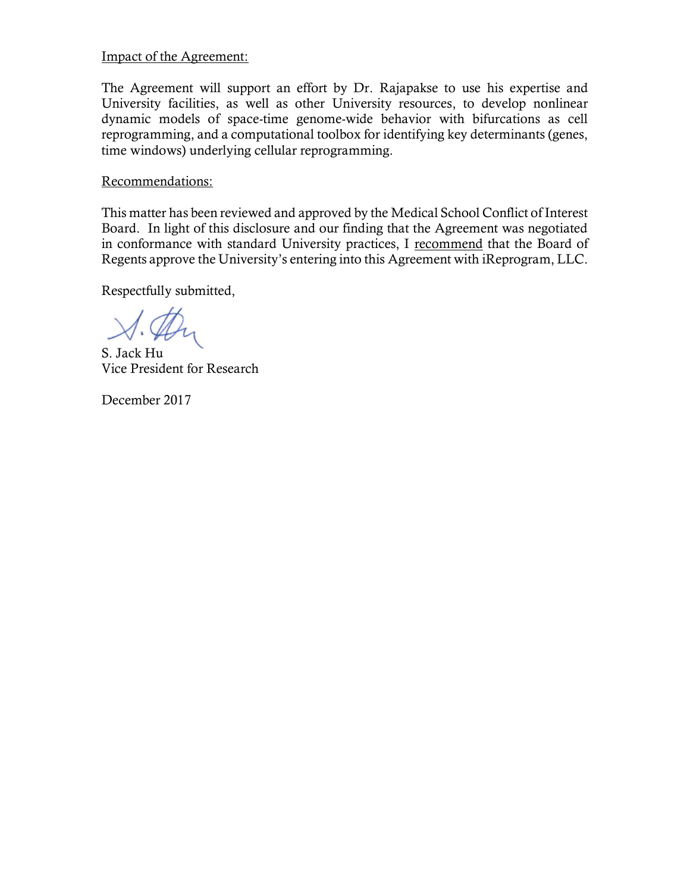<u>Impact of the Agreement:</u>

The Agreement will support an effort by Dr. Rajapakse to use his expertise and University facilities, as well as other University resources, to develop nonlinear dynamic models of space-time genome-wide behavior with bifurcations as cell reprogramming, and a computational toolbox for identifying key determinants (genes, time windows) underlying cellular reprogramming.

<u>Recommendations:</u>

This matter has been reviewed and approved by the Medical School Conflict of Interest Board. In light of this disclosure and our finding that the Agreement was negotiated in conformance with standard University practices, I <u>recommend</u> that the Board of Regents approve the University's entering into this Agreement with iReprogram, LLC.

Respectfully submitted,

S. Jack Hu
Vice President for Research

December 2017